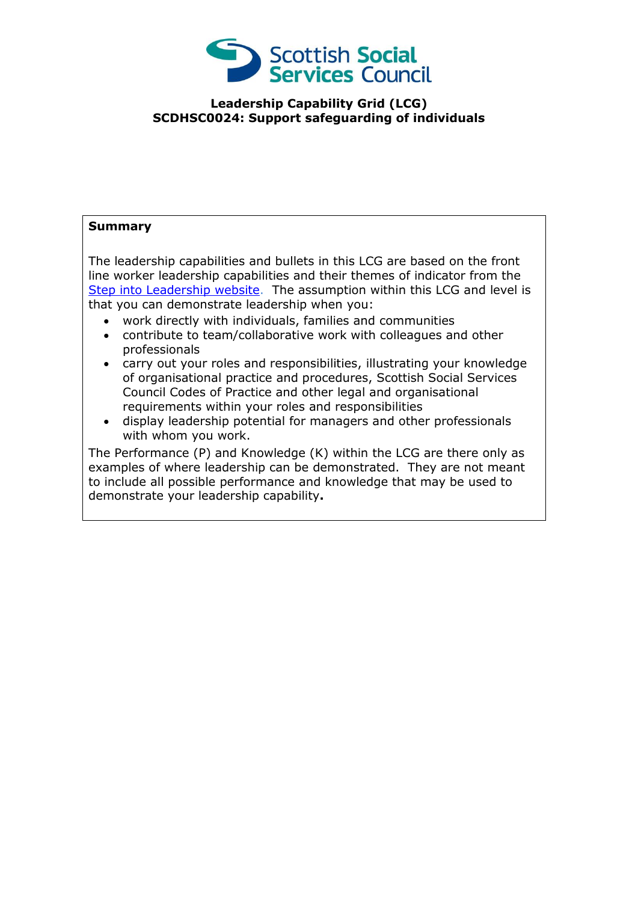# Leadership Capability Grid (LCG)
## SCDHSC0024: Support safeguarding of individuals

**Summary**

The leadership capabilities and bullets in this LCG are based on the front line worker leadership capabilities and their themes of indicator from the Step into Leadership website. The assumption within this LCG and level is that you can demonstrate leadership when you:

- work directly with individuals, families and communities
- contribute to team/collaborative work with colleagues and other professionals
- carry out your roles and responsibilities, illustrating your knowledge of organisational practice and procedures, Scottish Social Services Council Codes of Practice and other legal and organisational requirements within your roles and responsibilities
- display leadership potential for managers and other professionals with whom you work.

The Performance (P) and Knowledge (K) within the LCG are there only as examples of where leadership can be demonstrated. They are not meant to include all possible performance and knowledge that may be used to demonstrate your leadership capability**.**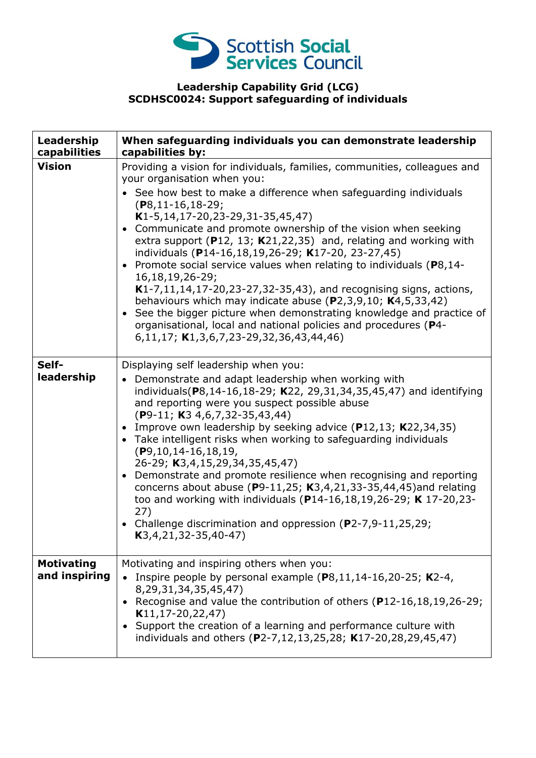Scottish Social Services Council

**Leadership Capability Grid (LCG)**
**SCDHSC0024: Support safeguarding of individuals**

| Leadership capabilities | When safeguarding individuals you can demonstrate leadership capabilities by: |
|---|---|
| **Vision** | Providing a vision for individuals, families, communities, colleagues and your organisation when you: <br>• See how best to make a difference when safeguarding individuals (**P**8,11-16,18-29; **K**1-5,14,17-20,23-29,31-35,45,47) <br>• Communicate and promote ownership of the vision when seeking extra support (**P**12, 13; **K**21,22,35) and, relating and working with individuals (**P**14-16,18,19,26-29; **K**17-20, 23-27,45) <br>• Promote social service values when relating to individuals (**P**8,14-16,18,19,26-29; **K**1-7,11,14,17-20,23-27,32-35,43), and recognising signs, actions, behaviours which may indicate abuse (**P**2,3,9,10; **K**4,5,33,42) <br>• See the bigger picture when demonstrating knowledge and practice of organisational, local and national policies and procedures (**P**4-6,11,17; **K**1,3,6,7,23-29,32,36,43,44,46) |
| **Self-leadership** | Displaying self leadership when you: <br>• Demonstrate and adapt leadership when working with individuals(**P**8,14-16,18-29; **K**22, 29,31,34,35,45,47) and identifying and reporting were you suspect possible abuse (**P**9-11; **K**3 4,6,7,32-35,43,44) <br>• Improve own leadership by seeking advice (**P**12,13; **K**22,34,35) <br>• Take intelligent risks when working to safeguarding individuals (**P**9,10,14-16,18,19, 26-29; **K**3,4,15,29,34,35,45,47) <br>• Demonstrate and promote resilience when recognising and reporting concerns about abuse (**P**9-11,25; **K**3,4,21,33-35,44,45)and relating too and working with individuals (**P**14-16,18,19,26-29; **K** 17-20,23-27) <br>• Challenge discrimination and oppression (**P**2-7,9-11,25,29; **K**3,4,21,32-35,40-47) |
| **Motivating and inspiring** | Motivating and inspiring others when you: <br>• Inspire people by personal example (**P**8,11,14-16,20-25; **K**2-4, 8,29,31,34,35,45,47) <br>• Recognise and value the contribution of others (**P**12-16,18,19,26-29; **K**11,17-20,22,47) <br>• Support the creation of a learning and performance culture with individuals and others (**P**2-7,12,13,25,28; **K**17-20,28,29,45,47) |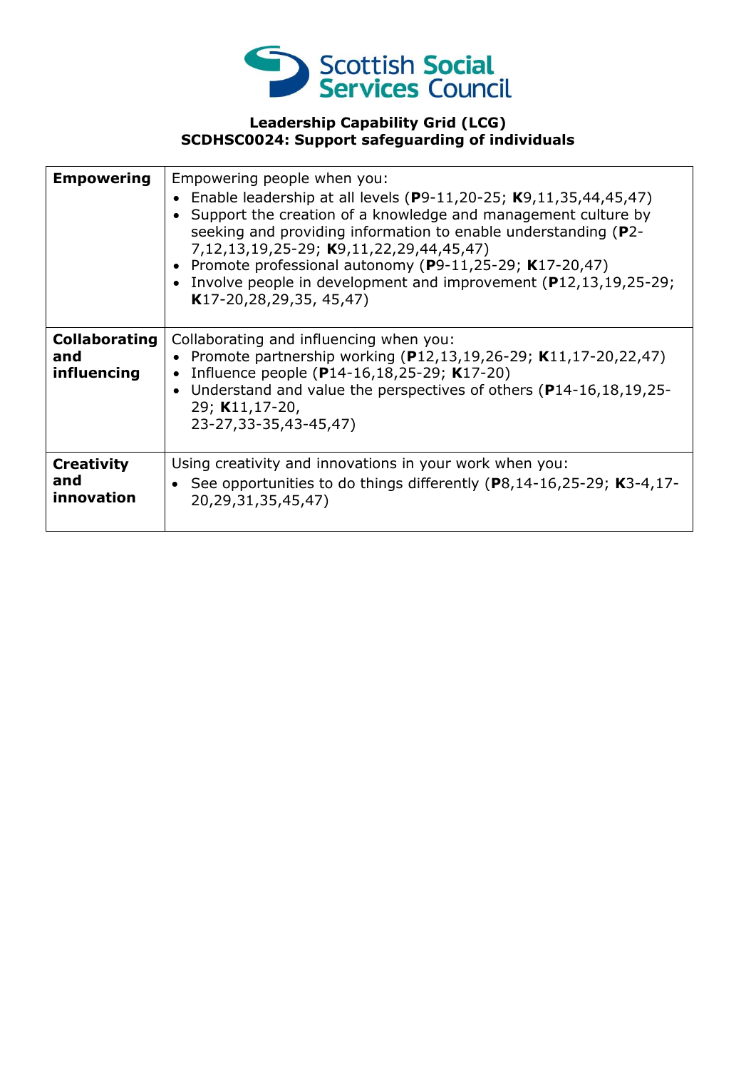**Leadership Capability Grid (LCG)**
**SCDHSC0024: Support safeguarding of individuals**

| | |
|---|---|
| **Empowering** | Empowering people when you:<br>• Enable leadership at all levels (**P**9-11,20-25; **K**9,11,35,44,45,47)<br>• Support the creation of a knowledge and management culture by seeking and providing information to enable understanding (**P**2-7,12,13,19,25-29; **K**9,11,22,29,44,45,47)<br>• Promote professional autonomy (**P**9-11,25-29; **K**17-20,47)<br>• Involve people in development and improvement (**P**12,13,19,25-29; **K**17-20,28,29,35, 45,47) |
| **Collaborating and influencing** | Collaborating and influencing when you:<br>• Promote partnership working (**P**12,13,19,26-29; **K**11,17-20,22,47)<br>• Influence people (**P**14-16,18,25-29; **K**17-20)<br>• Understand and value the perspectives of others (**P**14-16,18,19,25-29; **K**11,17-20, 23-27,33-35,43-45,47) |
| **Creativity and innovation** | Using creativity and innovations in your work when you:<br>• See opportunities to do things differently (**P**8,14-16,25-29; **K**3-4,17-20,29,31,35,45,47) |